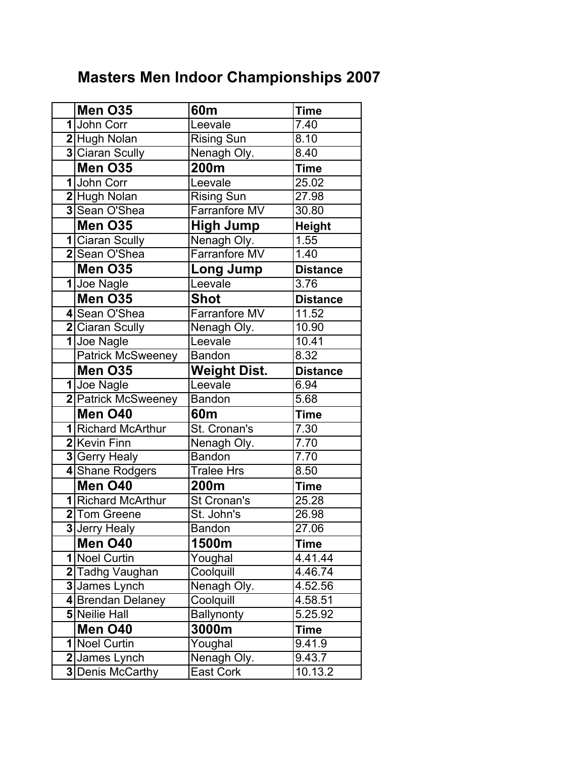# Masters Men Indoor Championships 2007

| | Men O35 | 60m | Time |
|---|---|---|---|
| 1 | John Corr | Leevale | 7.40 |
| 2 | Hugh Nolan | Rising Sun | 8.10 |
| 3 | Ciaran Scully | Nenagh Oly. | 8.40 |
| | **Men O35** | **200m** | **Time** |
| 1 | John Corr | Leevale | 25.02 |
| 2 | Hugh Nolan | Rising Sun | 27.98 |
| 3 | Sean O'Shea | Farranfore MV | 30.80 |
| | **Men O35** | **High Jump** | **Height** |
| 1 | Ciaran Scully | Nenagh Oly. | 1.55 |
| 2 | Sean O'Shea | Farranfore MV | 1.40 |
| | **Men O35** | **Long Jump** | **Distance** |
| 1 | Joe Nagle | Leevale | 3.76 |
| | **Men O35** | **Shot** | **Distance** |
| 4 | Sean O'Shea | Farranfore MV | 11.52 |
| 2 | Ciaran Scully | Nenagh Oly. | 10.90 |
| 1 | Joe Nagle | Leevale | 10.41 |
| | Patrick McSweeney | Bandon | 8.32 |
| | **Men O35** | **Weight Dist.** | **Distance** |
| 1 | Joe Nagle | Leevale | 6.94 |
| 2 | Patrick McSweeney | Bandon | 5.68 |
| | **Men O40** | **60m** | **Time** |
| 1 | Richard McArthur | St. Cronan's | 7.30 |
| 2 | Kevin Finn | Nenagh Oly. | 7.70 |
| 3 | Gerry Healy | Bandon | 7.70 |
| 4 | Shane Rodgers | Tralee Hrs | 8.50 |
| | **Men O40** | **200m** | **Time** |
| 1 | Richard McArthur | St Cronan's | 25.28 |
| 2 | Tom Greene | St. John's | 26.98 |
| 3 | Jerry Healy | Bandon | 27.06 |
| | **Men O40** | **1500m** | **Time** |
| 1 | Noel Curtin | Youghal | 4.41.44 |
| 2 | Tadhg Vaughan | Coolquill | 4.46.74 |
| 3 | James Lynch | Nenagh Oly. | 4.52.56 |
| 4 | Brendan Delaney | Coolquill | 4.58.51 |
| 5 | Neilie Hall | Ballynonty | 5.25.92 |
| | **Men O40** | **3000m** | **Time** |
| 1 | Noel Curtin | Youghal | 9.41.9 |
| 2 | James Lynch | Nenagh Oly. | 9.43.7 |
| 3 | Denis McCarthy | East Cork | 10.13.2 |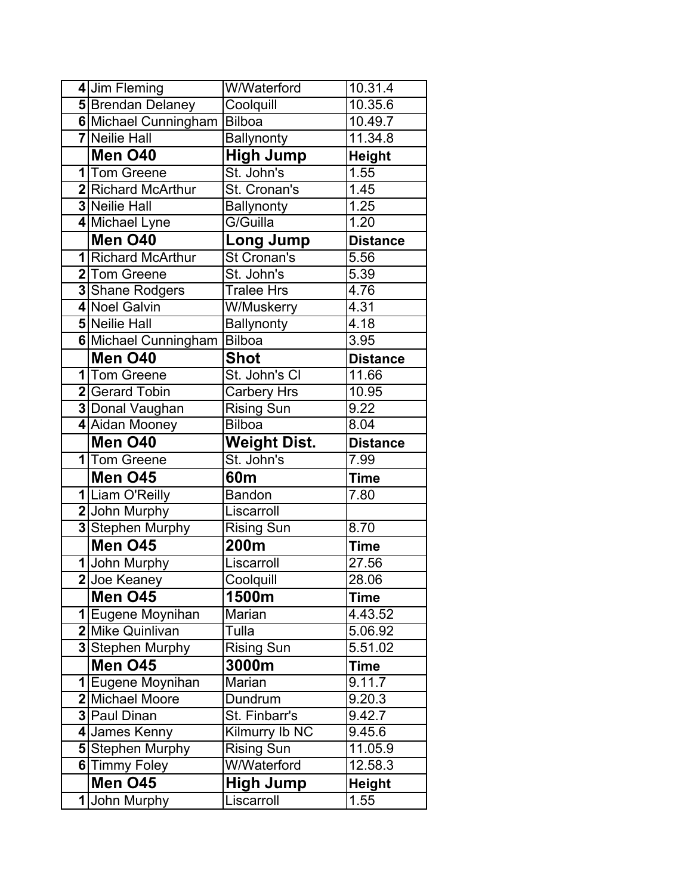| | | | |
|---|---|---|---|
| 4 | Jim Fleming | W/Waterford | 10.31.4 |
| 5 | Brendan Delaney | Coolquill | 10.35.6 |
| 6 | Michael Cunningham | Bilboa | 10.49.7 |
| 7 | Neilie Hall | Ballynonty | 11.34.8 |
| | **Men O40** | **High Jump** | **Height** |
| 1 | Tom Greene | St. John's | 1.55 |
| 2 | Richard McArthur | St. Cronan's | 1.45 |
| 3 | Neilie Hall | Ballynonty | 1.25 |
| 4 | Michael Lyne | G/Guilla | 1.20 |
| | **Men O40** | **Long Jump** | **Distance** |
| 1 | Richard McArthur | St Cronan's | 5.56 |
| 2 | Tom Greene | St. John's | 5.39 |
| 3 | Shane Rodgers | Tralee Hrs | 4.76 |
| 4 | Noel Galvin | W/Muskerry | 4.31 |
| 5 | Neilie Hall | Ballynonty | 4.18 |
| 6 | Michael Cunningham | Bilboa | 3.95 |
| | **Men O40** | **Shot** | **Distance** |
| 1 | Tom Greene | St. John's Cl | 11.66 |
| 2 | Gerard Tobin | Carbery Hrs | 10.95 |
| 3 | Donal Vaughan | Rising Sun | 9.22 |
| 4 | Aidan Mooney | Bilboa | 8.04 |
| | **Men O40** | **Weight Dist.** | **Distance** |
| 1 | Tom Greene | St. John's | 7.99 |
| | **Men O45** | **60m** | **Time** |
| 1 | Liam O'Reilly | Bandon | 7.80 |
| 2 | John Murphy | Liscarroll | |
| 3 | Stephen Murphy | Rising Sun | 8.70 |
| | **Men O45** | **200m** | **Time** |
| 1 | John Murphy | Liscarroll | 27.56 |
| 2 | Joe Keaney | Coolquill | 28.06 |
| | **Men O45** | **1500m** | **Time** |
| 1 | Eugene Moynihan | Marian | 4.43.52 |
| 2 | Mike Quinlivan | Tulla | 5.06.92 |
| 3 | Stephen Murphy | Rising Sun | 5.51.02 |
| | **Men O45** | **3000m** | **Time** |
| 1 | Eugene Moynihan | Marian | 9.11.7 |
| 2 | Michael Moore | Dundrum | 9.20.3 |
| 3 | Paul Dinan | St. Finbarr's | 9.42.7 |
| 4 | James Kenny | Kilmurry Ib NC | 9.45.6 |
| 5 | Stephen Murphy | Rising Sun | 11.05.9 |
| 6 | Timmy Foley | W/Waterford | 12.58.3 |
| | **Men O45** | **High Jump** | **Height** |
| 1 | John Murphy | Liscarroll | 1.55 |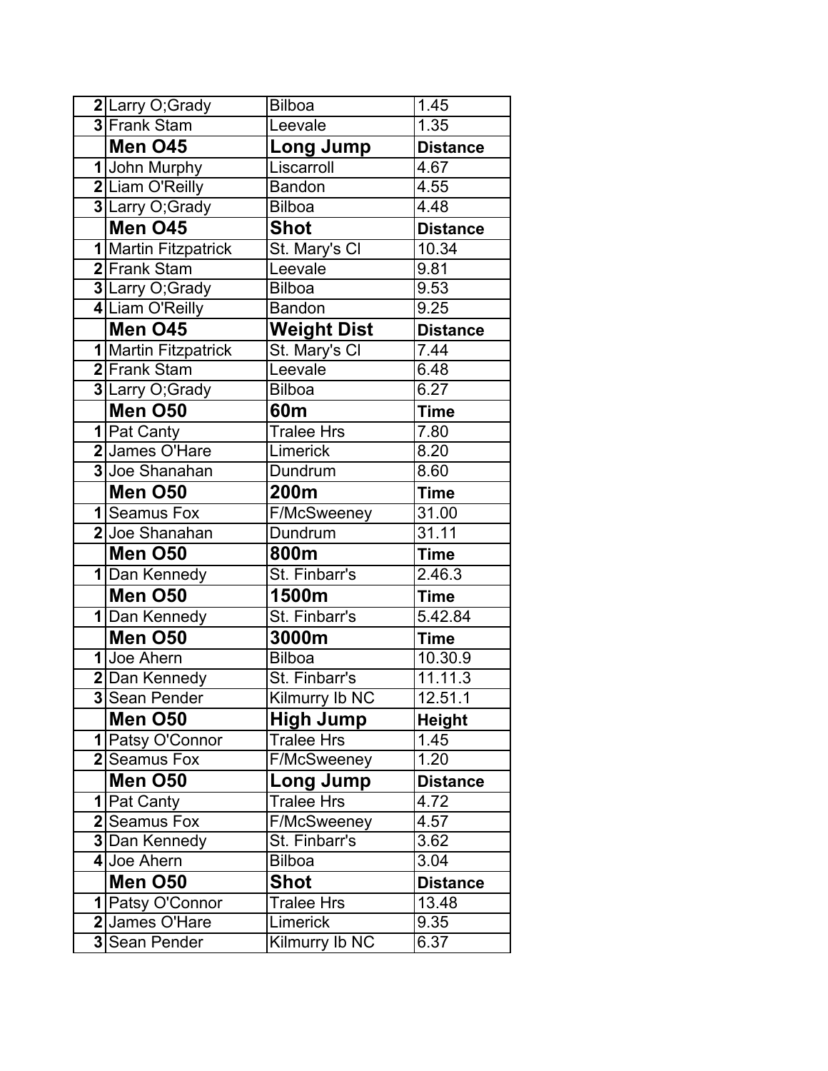| | | | |
|---|---|---|---|
| 2 | Larry O;Grady | Bilboa | 1.45 |
| 3 | Frank Stam | Leevale | 1.35 |
| | **Men O45** | **Long Jump** | **Distance** |
| 1 | John Murphy | Liscarroll | 4.67 |
| 2 | Liam O'Reilly | Bandon | 4.55 |
| 3 | Larry O;Grady | Bilboa | 4.48 |
| | **Men O45** | **Shot** | **Distance** |
| 1 | Martin Fitzpatrick | St. Mary's Cl | 10.34 |
| 2 | Frank Stam | Leevale | 9.81 |
| 3 | Larry O;Grady | Bilboa | 9.53 |
| 4 | Liam O'Reilly | Bandon | 9.25 |
| | **Men O45** | **Weight Dist** | **Distance** |
| 1 | Martin Fitzpatrick | St. Mary's Cl | 7.44 |
| 2 | Frank Stam | Leevale | 6.48 |
| 3 | Larry O;Grady | Bilboa | 6.27 |
| | **Men O50** | **60m** | **Time** |
| 1 | Pat Canty | Tralee Hrs | 7.80 |
| 2 | James O'Hare | Limerick | 8.20 |
| 3 | Joe Shanahan | Dundrum | 8.60 |
| | **Men O50** | **200m** | **Time** |
| 1 | Seamus Fox | F/McSweeney | 31.00 |
| 2 | Joe Shanahan | Dundrum | 31.11 |
| | **Men O50** | **800m** | **Time** |
| 1 | Dan Kennedy | St. Finbarr's | 2.46.3 |
| | **Men O50** | **1500m** | **Time** |
| 1 | Dan Kennedy | St. Finbarr's | 5.42.84 |
| | **Men O50** | **3000m** | **Time** |
| 1 | Joe Ahern | Bilboa | 10.30.9 |
| 2 | Dan Kennedy | St. Finbarr's | 11.11.3 |
| 3 | Sean Pender | Kilmurry Ib NC | 12.51.1 |
| | **Men O50** | **High Jump** | **Height** |
| 1 | Patsy O'Connor | Tralee Hrs | 1.45 |
| 2 | Seamus Fox | F/McSweeney | 1.20 |
| | **Men O50** | **Long Jump** | **Distance** |
| 1 | Pat Canty | Tralee Hrs | 4.72 |
| 2 | Seamus Fox | F/McSweeney | 4.57 |
| 3 | Dan Kennedy | St. Finbarr's | 3.62 |
| 4 | Joe Ahern | Bilboa | 3.04 |
| | **Men O50** | **Shot** | **Distance** |
| 1 | Patsy O'Connor | Tralee Hrs | 13.48 |
| 2 | James O'Hare | Limerick | 9.35 |
| 3 | Sean Pender | Kilmurry Ib NC | 6.37 |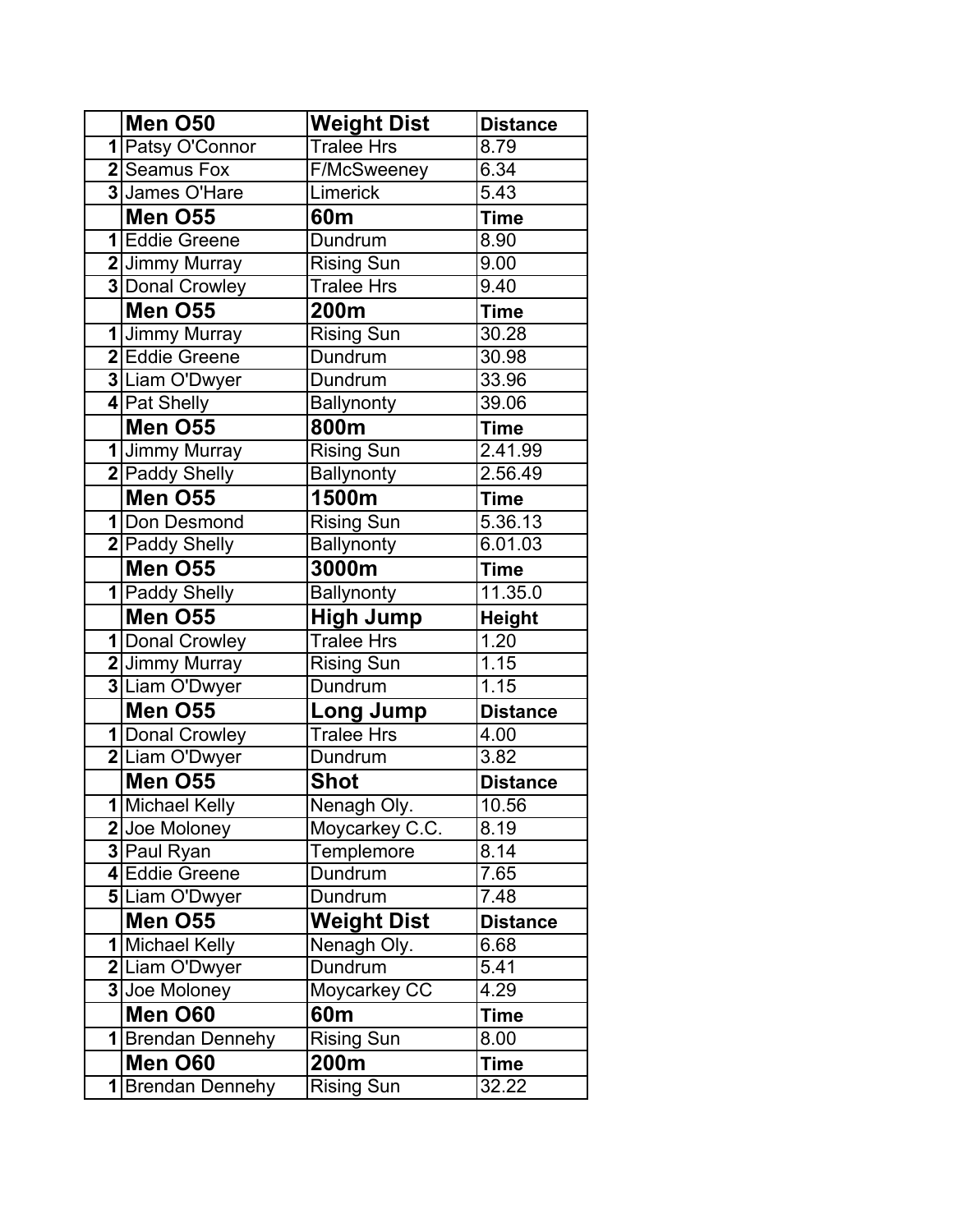| | Men O50 | Weight Dist | Distance |
|---|---|---|---|
| 1 | Patsy O'Connor | Tralee Hrs | 8.79 |
| 2 | Seamus Fox | F/McSweeney | 6.34 |
| 3 | James O'Hare | Limerick | 5.43 |
| | **Men O55** | **60m** | **Time** |
| 1 | Eddie Greene | Dundrum | 8.90 |
| 2 | Jimmy Murray | Rising Sun | 9.00 |
| 3 | Donal Crowley | Tralee Hrs | 9.40 |
| | **Men O55** | **200m** | **Time** |
| 1 | Jimmy Murray | Rising Sun | 30.28 |
| 2 | Eddie Greene | Dundrum | 30.98 |
| 3 | Liam O'Dwyer | Dundrum | 33.96 |
| 4 | Pat Shelly | Ballynonty | 39.06 |
| | **Men O55** | **800m** | **Time** |
| 1 | Jimmy Murray | Rising Sun | 2.41.99 |
| 2 | Paddy Shelly | Ballynonty | 2.56.49 |
| | **Men O55** | **1500m** | **Time** |
| 1 | Don Desmond | Rising Sun | 5.36.13 |
| 2 | Paddy Shelly | Ballynonty | 6.01.03 |
| | **Men O55** | **3000m** | **Time** |
| 1 | Paddy Shelly | Ballynonty | 11.35.0 |
| | **Men O55** | **High Jump** | **Height** |
| 1 | Donal Crowley | Tralee Hrs | 1.20 |
| 2 | Jimmy Murray | Rising Sun | 1.15 |
| 3 | Liam O'Dwyer | Dundrum | 1.15 |
| | **Men O55** | **Long Jump** | **Distance** |
| 1 | Donal Crowley | Tralee Hrs | 4.00 |
| 2 | Liam O'Dwyer | Dundrum | 3.82 |
| | **Men O55** | **Shot** | **Distance** |
| 1 | Michael Kelly | Nenagh Oly. | 10.56 |
| 2 | Joe Moloney | Moycarkey C.C. | 8.19 |
| 3 | Paul Ryan | Templemore | 8.14 |
| 4 | Eddie Greene | Dundrum | 7.65 |
| 5 | Liam O'Dwyer | Dundrum | 7.48 |
| | **Men O55** | **Weight Dist** | **Distance** |
| 1 | Michael Kelly | Nenagh Oly. | 6.68 |
| 2 | Liam O'Dwyer | Dundrum | 5.41 |
| 3 | Joe Moloney | Moycarkey CC | 4.29 |
| | **Men O60** | **60m** | **Time** |
| 1 | Brendan Dennehy | Rising Sun | 8.00 |
| | **Men O60** | **200m** | **Time** |
| 1 | Brendan Dennehy | Rising Sun | 32.22 |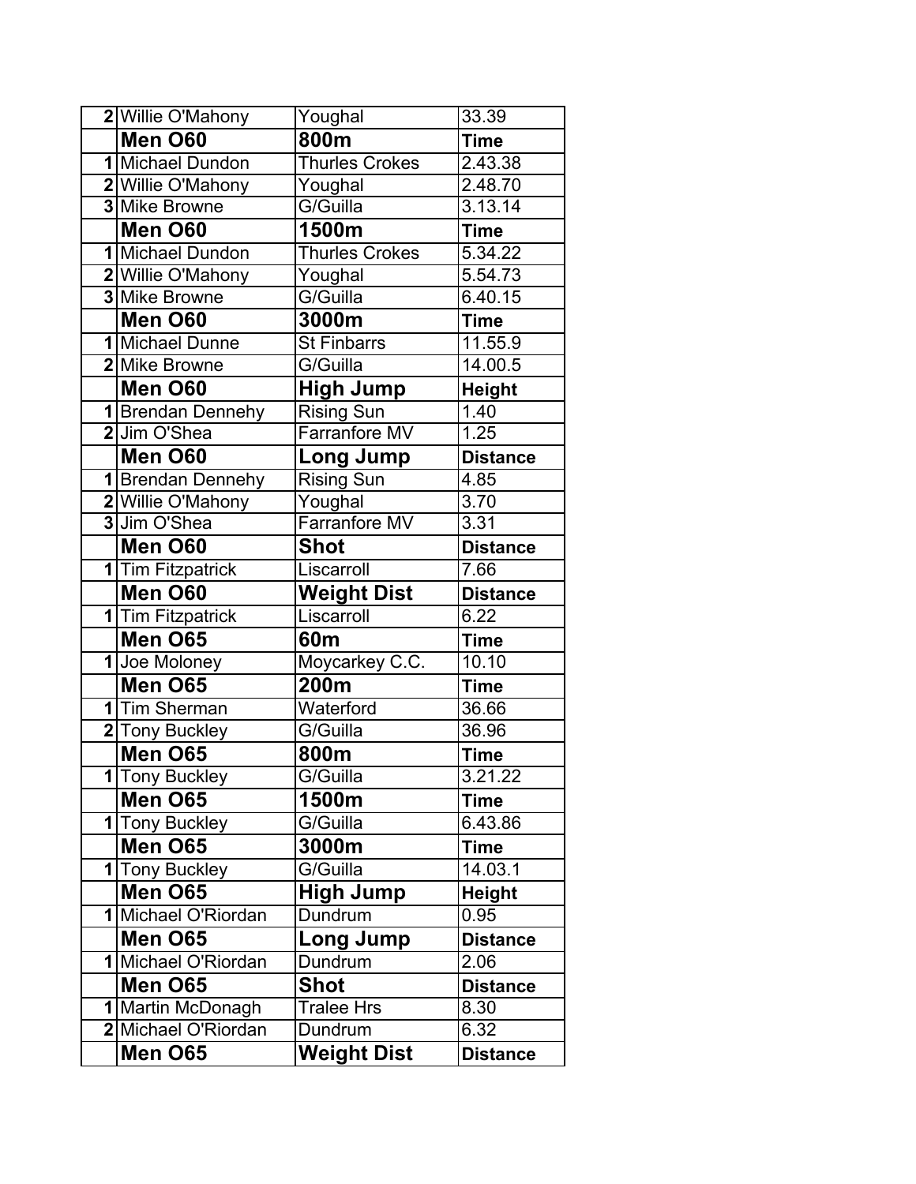| 2 | Willie O'Mahony | Youghal | 33.39 |
|---|---|---|---|
| | **Men O60** | **800m** | **Time** |
| 1 | Michael Dundon | Thurles Crokes | 2.43.38 |
| 2 | Willie O'Mahony | Youghal | 2.48.70 |
| 3 | Mike Browne | G/Guilla | 3.13.14 |
| | **Men O60** | **1500m** | **Time** |
| 1 | Michael Dundon | Thurles Crokes | 5.34.22 |
| 2 | Willie O'Mahony | Youghal | 5.54.73 |
| 3 | Mike Browne | G/Guilla | 6.40.15 |
| | **Men O60** | **3000m** | **Time** |
| 1 | Michael Dunne | St Finbarrs | 11.55.9 |
| 2 | Mike Browne | G/Guilla | 14.00.5 |
| | **Men O60** | **High Jump** | **Height** |
| 1 | Brendan Dennehy | Rising Sun | 1.40 |
| 2 | Jim O'Shea | Farranfore MV | 1.25 |
| | **Men O60** | **Long Jump** | **Distance** |
| 1 | Brendan Dennehy | Rising Sun | 4.85 |
| 2 | Willie O'Mahony | Youghal | 3.70 |
| 3 | Jim O'Shea | Farranfore MV | 3.31 |
| | **Men O60** | **Shot** | **Distance** |
| 1 | Tim Fitzpatrick | Liscarroll | 7.66 |
| | **Men O60** | **Weight Dist** | **Distance** |
| 1 | Tim Fitzpatrick | Liscarroll | 6.22 |
| | **Men O65** | **60m** | **Time** |
| 1 | Joe Moloney | Moycarkey C.C. | 10.10 |
| | **Men O65** | **200m** | **Time** |
| 1 | Tim Sherman | Waterford | 36.66 |
| 2 | Tony Buckley | G/Guilla | 36.96 |
| | **Men O65** | **800m** | **Time** |
| 1 | Tony Buckley | G/Guilla | 3.21.22 |
| | **Men O65** | **1500m** | **Time** |
| 1 | Tony Buckley | G/Guilla | 6.43.86 |
| | **Men O65** | **3000m** | **Time** |
| 1 | Tony Buckley | G/Guilla | 14.03.1 |
| | **Men O65** | **High Jump** | **Height** |
| 1 | Michael O'Riordan | Dundrum | 0.95 |
| | **Men O65** | **Long Jump** | **Distance** |
| 1 | Michael O'Riordan | Dundrum | 2.06 |
| | **Men O65** | **Shot** | **Distance** |
| 1 | Martin McDonagh | Tralee Hrs | 8.30 |
| 2 | Michael O'Riordan | Dundrum | 6.32 |
| | **Men O65** | **Weight Dist** | **Distance** |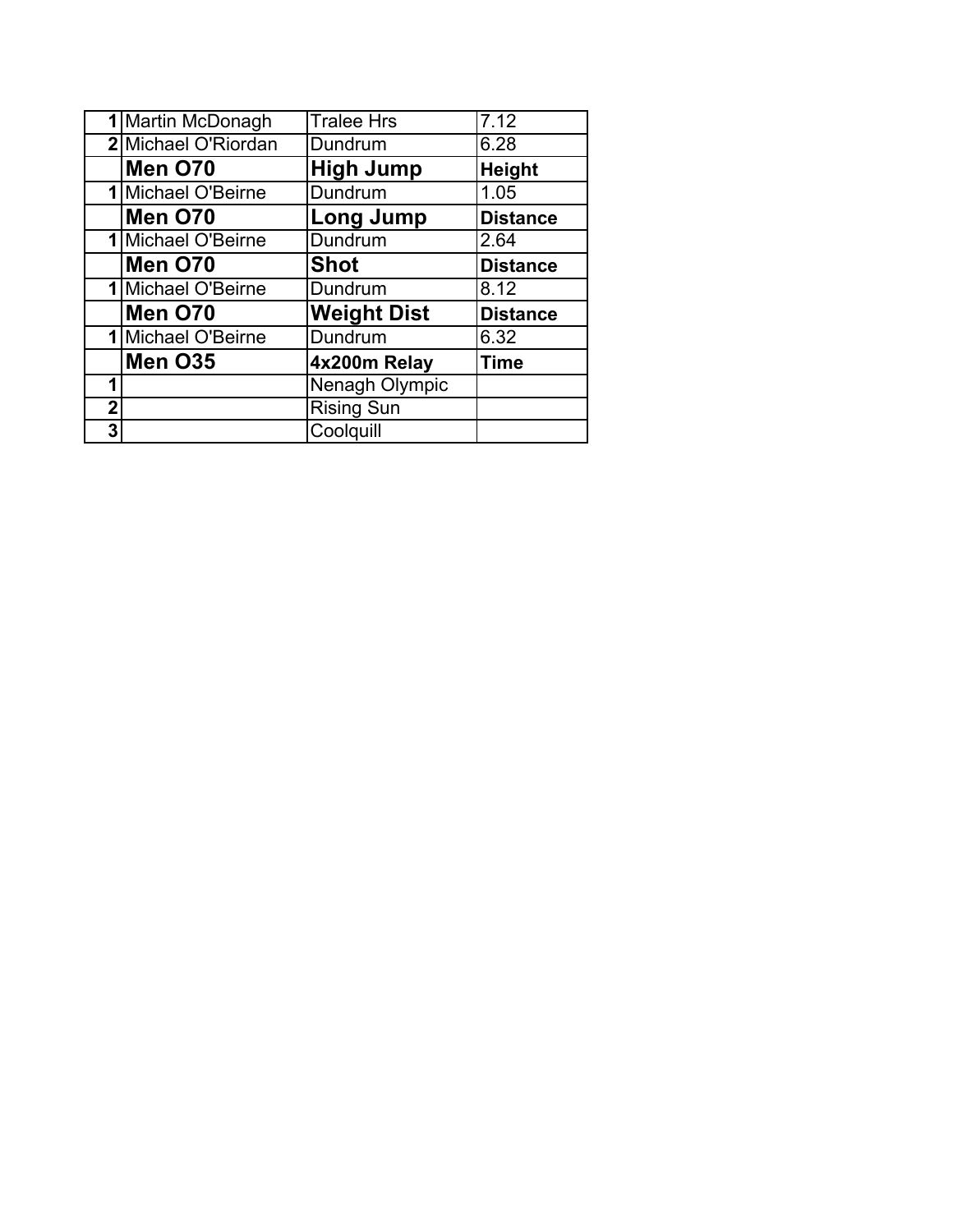| | | | |
|---|---|---|---|
| **1** | Martin McDonagh | Tralee Hrs | 7.12 |
| **2** | Michael O'Riordan | Dundrum | 6.28 |
| | **Men O70** | **High Jump** | **Height** |
| **1** | Michael O'Beirne | Dundrum | 1.05 |
| | **Men O70** | **Long Jump** | **Distance** |
| **1** | Michael O'Beirne | Dundrum | 2.64 |
| | **Men O70** | **Shot** | **Distance** |
| **1** | Michael O'Beirne | Dundrum | 8.12 |
| | **Men O70** | **Weight Dist** | **Distance** |
| **1** | Michael O'Beirne | Dundrum | 6.32 |
| | **Men O35** | **4x200m Relay** | **Time** |
| **1** | | Nenagh Olympic | |
| **2** | | Rising Sun | |
| **3** | | Coolquill | |